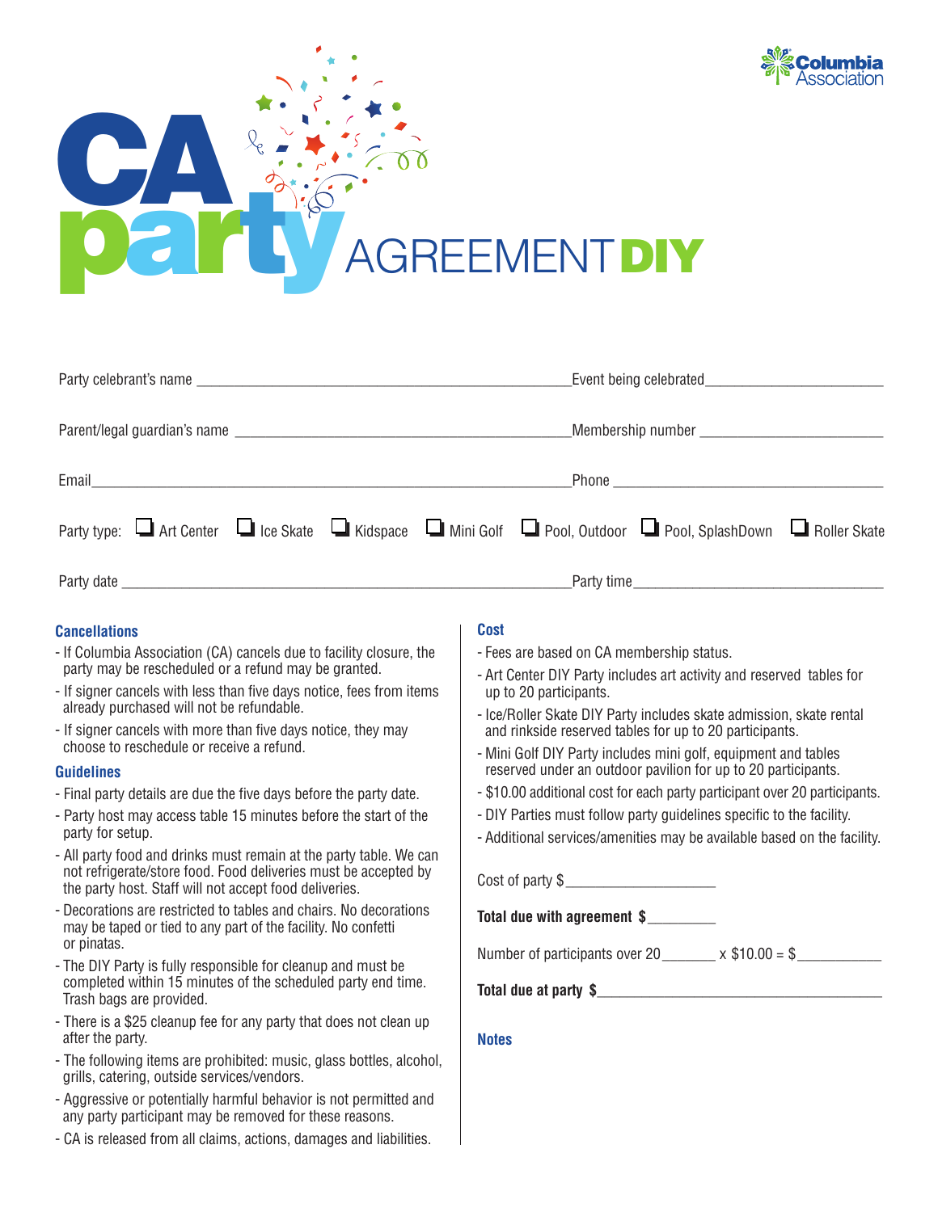Columbia Association

# CA party AGREEMENT DIY

Party celebrant's name ______________________________ Event being celebrated ______________________

Parent/legal guardian's name ______________________________ Membership number ______________________

Email ______________________________ Phone ______________________

Party type: ☐ Art Center ☐ Ice Skate ☐ Kidspace ☐ Mini Golf ☐ Pool, Outdoor ☐ Pool, SplashDown ☐ Roller Skate

Party date ______________________________ Party time ______________________

### Cancellations

- If Columbia Association (CA) cancels due to facility closure, the party may be rescheduled or a refund may be granted.
- If signer cancels with less than five days notice, fees from items already purchased will not be refundable.
- If signer cancels with more than five days notice, they may choose to reschedule or receive a refund.

### Guidelines

- Final party details are due the five days before the party date.
- Party host may access table 15 minutes before the start of the party for setup.
- All party food and drinks must remain at the party table. We can not refrigerate/store food. Food deliveries must be accepted by the party host. Staff will not accept food deliveries.
- Decorations are restricted to tables and chairs. No decorations may be taped or tied to any part of the facility. No confetti or pinatas.
- The DIY Party is fully responsible for cleanup and must be completed within 15 minutes of the scheduled party end time. Trash bags are provided.
- There is a $25 cleanup fee for any party that does not clean up after the party.
- The following items are prohibited: music, glass bottles, alcohol, grills, catering, outside services/vendors.
- Aggressive or potentially harmful behavior is not permitted and any party participant may be removed for these reasons.
- CA is released from all claims, actions, damages and liabilities.

### Cost

- Fees are based on CA membership status.
- Art Center DIY Party includes art activity and reserved tables for up to 20 participants.
- Ice/Roller Skate DIY Party includes skate admission, skate rental and rinkside reserved tables for up to 20 participants.
- Mini Golf DIY Party includes mini golf, equipment and tables reserved under an outdoor pavilion for up to 20 participants.
- $10.00 additional cost for each party participant over 20 participants.
- DIY Parties must follow party guidelines specific to the facility.
- Additional services/amenities may be available based on the facility.

Cost of party $ ______________

**Total due with agreement $** ________

Number of participants over 20 ______ x $10.00 = $ ________

**Total due at party $** ______________________

### Notes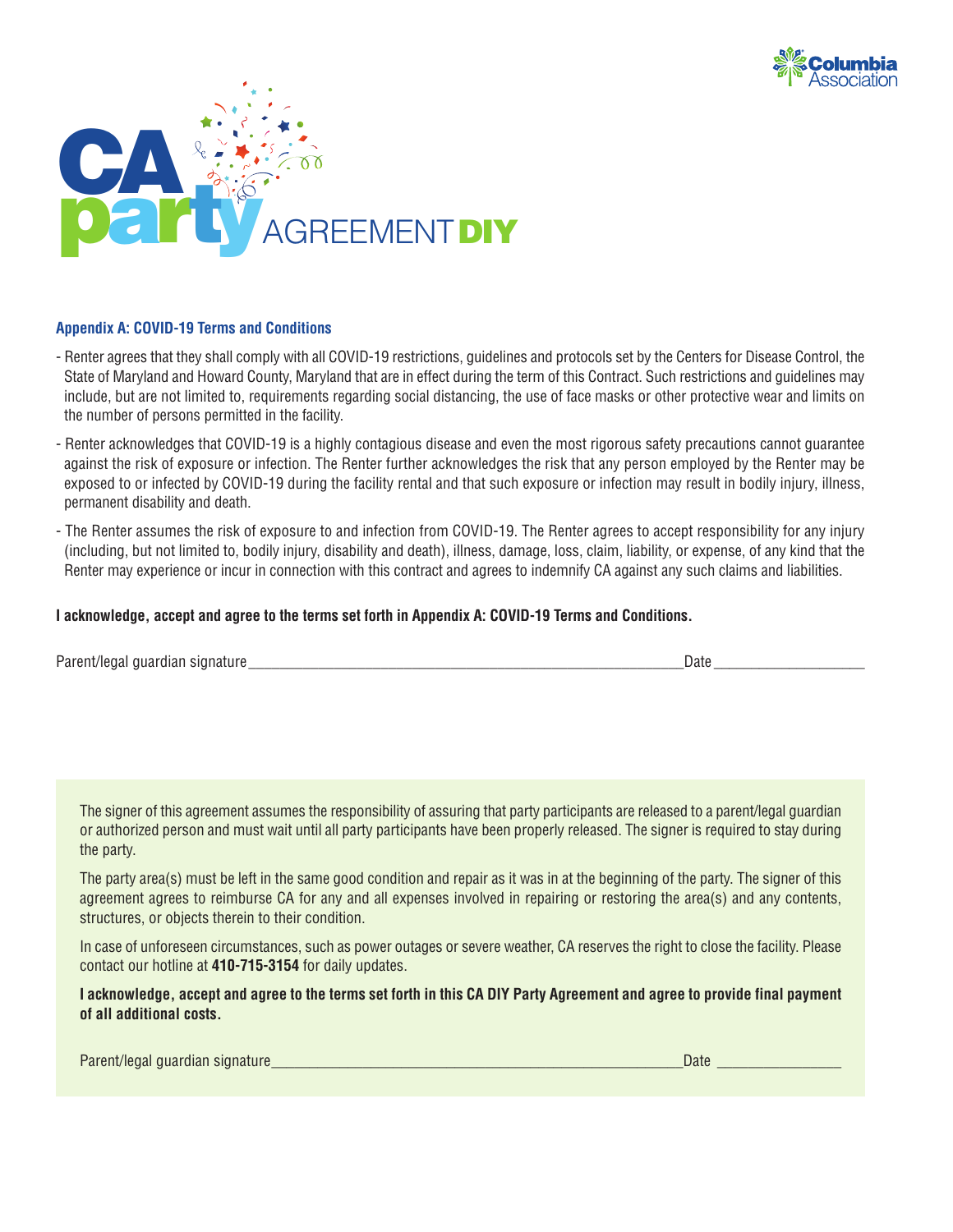# CA party AGREEMENT DIY

### Appendix A: COVID-19 Terms and Conditions

- Renter agrees that they shall comply with all COVID-19 restrictions, guidelines and protocols set by the Centers for Disease Control, the State of Maryland and Howard County, Maryland that are in effect during the term of this Contract. Such restrictions and guidelines may include, but are not limited to, requirements regarding social distancing, the use of face masks or other protective wear and limits on the number of persons permitted in the facility.
- Renter acknowledges that COVID-19 is a highly contagious disease and even the most rigorous safety precautions cannot guarantee against the risk of exposure or infection. The Renter further acknowledges the risk that any person employed by the Renter may be exposed to or infected by COVID-19 during the facility rental and that such exposure or infection may result in bodily injury, illness, permanent disability and death.
- The Renter assumes the risk of exposure to and infection from COVID-19. The Renter agrees to accept responsibility for any injury (including, but not limited to, bodily injury, disability and death), illness, damage, loss, claim, liability, or expense, of any kind that the Renter may experience or incur in connection with this contract and agrees to indemnify CA against any such claims and liabilities.

**I acknowledge, accept and agree to the terms set forth in Appendix A: COVID-19 Terms and Conditions.**

Parent/legal guardian signature\_\_\_\_\_\_\_\_\_\_\_\_\_\_\_\_\_\_\_\_\_\_\_\_\_\_\_\_\_\_\_\_\_\_\_\_\_\_\_\_ Date\_\_\_\_\_\_\_\_\_\_\_\_\_\_\_

The signer of this agreement assumes the responsibility of assuring that party participants are released to a parent/legal guardian or authorized person and must wait until all party participants have been properly released. The signer is required to stay during the party.

The party area(s) must be left in the same good condition and repair as it was in at the beginning of the party. The signer of this agreement agrees to reimburse CA for any and all expenses involved in repairing or restoring the area(s) and any contents, structures, or objects therein to their condition.

In case of unforeseen circumstances, such as power outages or severe weather, CA reserves the right to close the facility. Please contact our hotline at **410-715-3154** for daily updates.

**I acknowledge, accept and agree to the terms set forth in this CA DIY Party Agreement and agree to provide final payment of all additional costs.**

Parent/legal guardian signature\_\_\_\_\_\_\_\_\_\_\_\_\_\_\_\_\_\_\_\_\_\_\_\_\_\_\_\_\_\_\_\_\_\_\_\_\_\_\_\_ Date \_\_\_\_\_\_\_\_\_\_\_\_\_\_\_